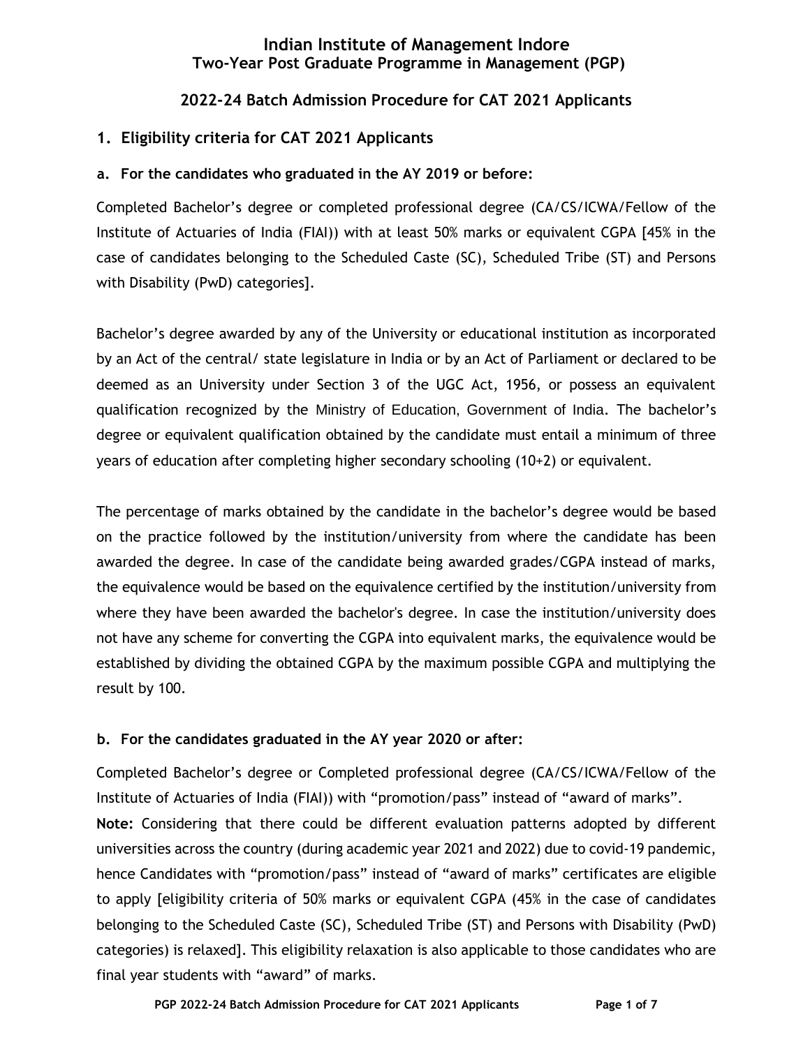# Indian Institute of Management Indore
## Two-Year Post Graduate Programme in Management (PGP)

## 2022-24 Batch Admission Procedure for CAT 2021 Applicants

### 1. Eligibility criteria for CAT 2021 Applicants

#### a. For the candidates who graduated in the AY 2019 or before:

Completed Bachelor's degree or completed professional degree (CA/CS/ICWA/Fellow of the Institute of Actuaries of India (FIAI)) with at least 50% marks or equivalent CGPA [45% in the case of candidates belonging to the Scheduled Caste (SC), Scheduled Tribe (ST) and Persons with Disability (PwD) categories].

Bachelor's degree awarded by any of the University or educational institution as incorporated by an Act of the central/ state legislature in India or by an Act of Parliament or declared to be deemed as an University under Section 3 of the UGC Act, 1956, or possess an equivalent qualification recognized by the Ministry of Education, Government of India. The bachelor's degree or equivalent qualification obtained by the candidate must entail a minimum of three years of education after completing higher secondary schooling (10+2) or equivalent.

The percentage of marks obtained by the candidate in the bachelor's degree would be based on the practice followed by the institution/university from where the candidate has been awarded the degree. In case of the candidate being awarded grades/CGPA instead of marks, the equivalence would be based on the equivalence certified by the institution/university from where they have been awarded the bachelor's degree. In case the institution/university does not have any scheme for converting the CGPA into equivalent marks, the equivalence would be established by dividing the obtained CGPA by the maximum possible CGPA and multiplying the result by 100.

#### b. For the candidates graduated in the AY year 2020 or after:

Completed Bachelor's degree or Completed professional degree (CA/CS/ICWA/Fellow of the Institute of Actuaries of India (FIAI)) with "promotion/pass" instead of "award of marks".

**Note:** Considering that there could be different evaluation patterns adopted by different universities across the country (during academic year 2021 and 2022) due to covid-19 pandemic, hence Candidates with "promotion/pass" instead of "award of marks" certificates are eligible to apply [eligibility criteria of 50% marks or equivalent CGPA (45% in the case of candidates belonging to the Scheduled Caste (SC), Scheduled Tribe (ST) and Persons with Disability (PwD) categories) is relaxed]. This eligibility relaxation is also applicable to those candidates who are final year students with "award" of marks.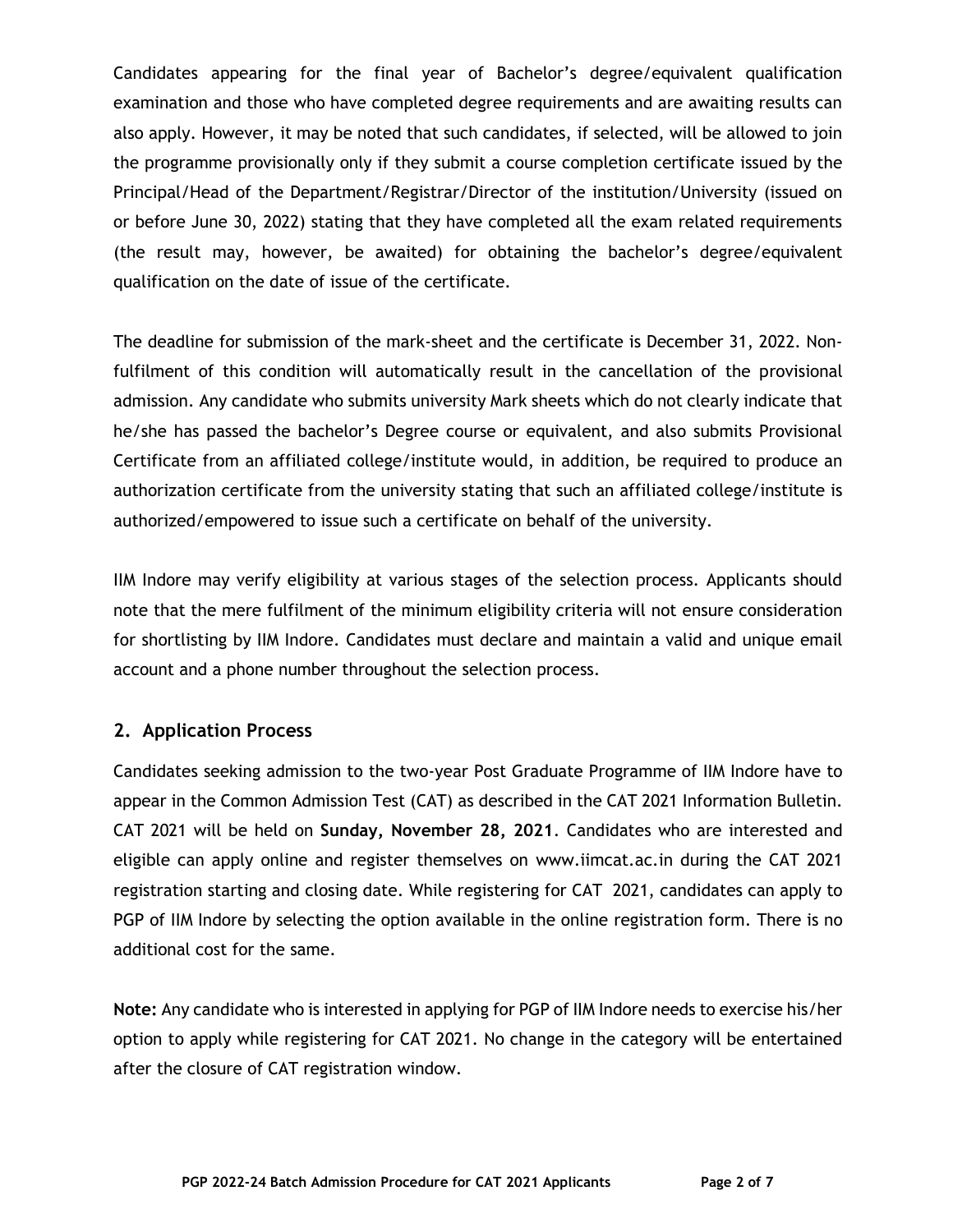Candidates appearing for the final year of Bachelor's degree/equivalent qualification examination and those who have completed degree requirements and are awaiting results can also apply. However, it may be noted that such candidates, if selected, will be allowed to join the programme provisionally only if they submit a course completion certificate issued by the Principal/Head of the Department/Registrar/Director of the institution/University (issued on or before June 30, 2022) stating that they have completed all the exam related requirements (the result may, however, be awaited) for obtaining the bachelor's degree/equivalent qualification on the date of issue of the certificate.

The deadline for submission of the mark-sheet and the certificate is December 31, 2022. Non-fulfilment of this condition will automatically result in the cancellation of the provisional admission. Any candidate who submits university Mark sheets which do not clearly indicate that he/she has passed the bachelor's Degree course or equivalent, and also submits Provisional Certificate from an affiliated college/institute would, in addition, be required to produce an authorization certificate from the university stating that such an affiliated college/institute is authorized/empowered to issue such a certificate on behalf of the university.

IIM Indore may verify eligibility at various stages of the selection process. Applicants should note that the mere fulfilment of the minimum eligibility criteria will not ensure consideration for shortlisting by IIM Indore. Candidates must declare and maintain a valid and unique email account and a phone number throughout the selection process.

## 2. Application Process

Candidates seeking admission to the two-year Post Graduate Programme of IIM Indore have to appear in the Common Admission Test (CAT) as described in the CAT 2021 Information Bulletin. CAT 2021 will be held on **Sunday, November 28, 2021**. Candidates who are interested and eligible can apply online and register themselves on www.iimcat.ac.in during the CAT 2021 registration starting and closing date. While registering for CAT 2021, candidates can apply to PGP of IIM Indore by selecting the option available in the online registration form. There is no additional cost for the same.

**Note:** Any candidate who is interested in applying for PGP of IIM Indore needs to exercise his/her option to apply while registering for CAT 2021. No change in the category will be entertained after the closure of CAT registration window.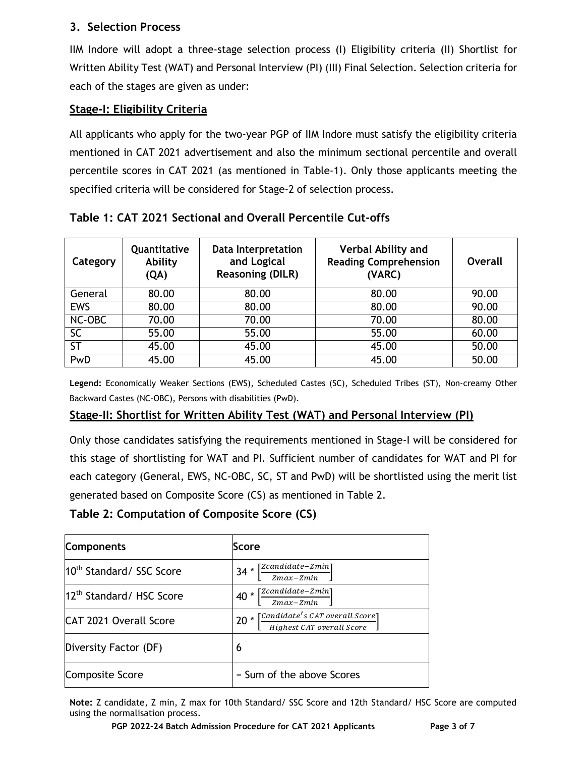## 3. Selection Process

IIM Indore will adopt a three-stage selection process (I) Eligibility criteria (II) Shortlist for Written Ability Test (WAT) and Personal Interview (PI) (III) Final Selection. Selection criteria for each of the stages are given as under:

### Stage-I: Eligibility Criteria

All applicants who apply for the two-year PGP of IIM Indore must satisfy the eligibility criteria mentioned in CAT 2021 advertisement and also the minimum sectional percentile and overall percentile scores in CAT 2021 (as mentioned in Table-1). Only those applicants meeting the specified criteria will be considered for Stage-2 of selection process.

**Table 1: CAT 2021 Sectional and Overall Percentile Cut-offs**

| Category | Quantitative Ability (QA) | Data Interpretation and Logical Reasoning (DILR) | Verbal Ability and Reading Comprehension (VARC) | Overall |
|---|---|---|---|---|
| General | 80.00 | 80.00 | 80.00 | 90.00 |
| EWS | 80.00 | 80.00 | 80.00 | 90.00 |
| NC-OBC | 70.00 | 70.00 | 70.00 | 80.00 |
| SC | 55.00 | 55.00 | 55.00 | 60.00 |
| ST | 45.00 | 45.00 | 45.00 | 50.00 |
| PwD | 45.00 | 45.00 | 45.00 | 50.00 |

**Legend:** Economically Weaker Sections (EWS), Scheduled Castes (SC), Scheduled Tribes (ST), Non-creamy Other Backward Castes (NC-OBC), Persons with disabilities (PwD).

### Stage-II: Shortlist for Written Ability Test (WAT) and Personal Interview (PI)

Only those candidates satisfying the requirements mentioned in Stage-I will be considered for this stage of shortlisting for WAT and PI. Sufficient number of candidates for WAT and PI for each category (General, EWS, NC-OBC, SC, ST and PwD) will be shortlisted using the merit list generated based on Composite Score (CS) as mentioned in Table 2.

**Table 2: Computation of Composite Score (CS)**

| Components | Score |
|---|---|
| 10th Standard/ SSC Score | $34 * \left[\frac{Zcandidate - Zmin}{Zmax - Zmin}\right]$ |
| 12th Standard/ HSC Score | $40 * \left[\frac{Zcandidate - Zmin}{Zmax - Zmin}\right]$ |
| CAT 2021 Overall Score | $20 * \left[\frac{Candidate's\ CAT\ overall\ Score}{Highest\ CAT\ overall\ Score}\right]$ |
| Diversity Factor (DF) | 6 |
| Composite Score | = Sum of the above Scores |

**Note:** Z candidate, Z min, Z max for 10th Standard/ SSC Score and 12th Standard/ HSC Score are computed using the normalisation process.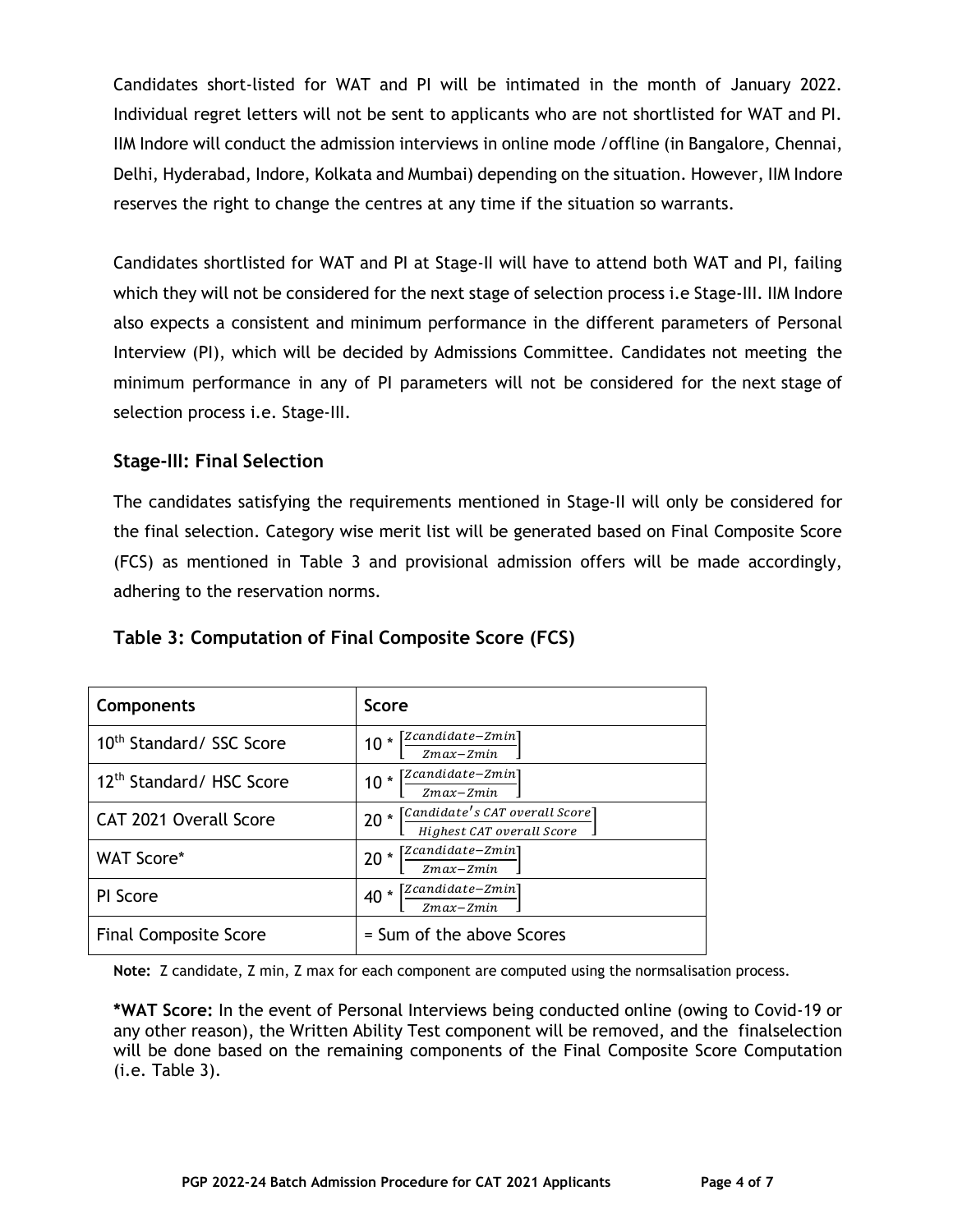Candidates short-listed for WAT and PI will be intimated in the month of January 2022. Individual regret letters will not be sent to applicants who are not shortlisted for WAT and PI. IIM Indore will conduct the admission interviews in online mode /offline (in Bangalore, Chennai, Delhi, Hyderabad, Indore, Kolkata and Mumbai) depending on the situation. However, IIM Indore reserves the right to change the centres at any time if the situation so warrants.

Candidates shortlisted for WAT and PI at Stage-II will have to attend both WAT and PI, failing which they will not be considered for the next stage of selection process i.e Stage-III. IIM Indore also expects a consistent and minimum performance in the different parameters of Personal Interview (PI), which will be decided by Admissions Committee. Candidates not meeting the minimum performance in any of PI parameters will not be considered for the next stage of selection process i.e. Stage-III.

### Stage-III: Final Selection

The candidates satisfying the requirements mentioned in Stage-II will only be considered for the final selection. Category wise merit list will be generated based on Final Composite Score (FCS) as mentioned in Table 3 and provisional admission offers will be made accordingly, adhering to the reservation norms.

### Table 3: Computation of Final Composite Score (FCS)

| **Components** | **Score** |
|---|---|
| 10th Standard/ SSC Score | $10 * \left[\frac{Zcandidate - Zmin}{Zmax - Zmin}\right]$ |
| 12th Standard/ HSC Score | $10 * \left[\frac{Zcandidate - Zmin}{Zmax - Zmin}\right]$ |
| CAT 2021 Overall Score | $20 * \left[\frac{Candidate's\ CAT\ overall\ Score}{Highest\ CAT\ overall\ Score}\right]$ |
| WAT Score* | $20 * \left[\frac{Zcandidate - Zmin}{Zmax - Zmin}\right]$ |
| PI Score | $40 * \left[\frac{Zcandidate - Zmin}{Zmax - Zmin}\right]$ |
| Final Composite Score | = Sum of the above Scores |

**Note:** Z candidate, Z min, Z max for each component are computed using the normsalisation process.

**\*WAT Score:** In the event of Personal Interviews being conducted online (owing to Covid-19 or any other reason), the Written Ability Test component will be removed, and the finalselection will be done based on the remaining components of the Final Composite Score Computation (i.e. Table 3).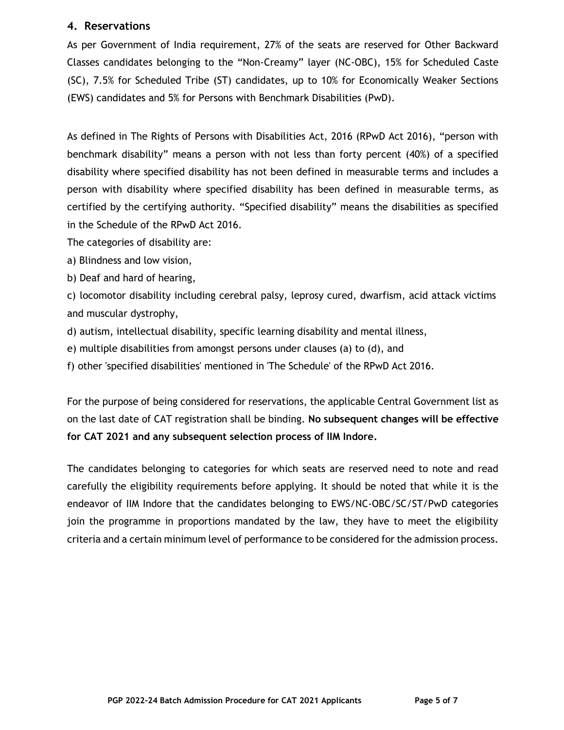## 4. Reservations

As per Government of India requirement, 27% of the seats are reserved for Other Backward Classes candidates belonging to the "Non-Creamy" layer (NC-OBC), 15% for Scheduled Caste (SC), 7.5% for Scheduled Tribe (ST) candidates, up to 10% for Economically Weaker Sections (EWS) candidates and 5% for Persons with Benchmark Disabilities (PwD).

As defined in The Rights of Persons with Disabilities Act, 2016 (RPwD Act 2016), "person with benchmark disability" means a person with not less than forty percent (40%) of a specified disability where specified disability has not been defined in measurable terms and includes a person with disability where specified disability has been defined in measurable terms, as certified by the certifying authority. "Specified disability" means the disabilities as specified in the Schedule of the RPwD Act 2016.

The categories of disability are:

a) Blindness and low vision,

b) Deaf and hard of hearing,

c) locomotor disability including cerebral palsy, leprosy cured, dwarfism, acid attack victims and muscular dystrophy,

d) autism, intellectual disability, specific learning disability and mental illness,

e) multiple disabilities from amongst persons under clauses (a) to (d), and

f) other 'specified disabilities' mentioned in 'The Schedule' of the RPwD Act 2016.

For the purpose of being considered for reservations, the applicable Central Government list as on the last date of CAT registration shall be binding. **No subsequent changes will be effective for CAT 2021 and any subsequent selection process of IIM Indore.**

The candidates belonging to categories for which seats are reserved need to note and read carefully the eligibility requirements before applying. It should be noted that while it is the endeavor of IIM Indore that the candidates belonging to EWS/NC-OBC/SC/ST/PwD categories join the programme in proportions mandated by the law, they have to meet the eligibility criteria and a certain minimum level of performance to be considered for the admission process.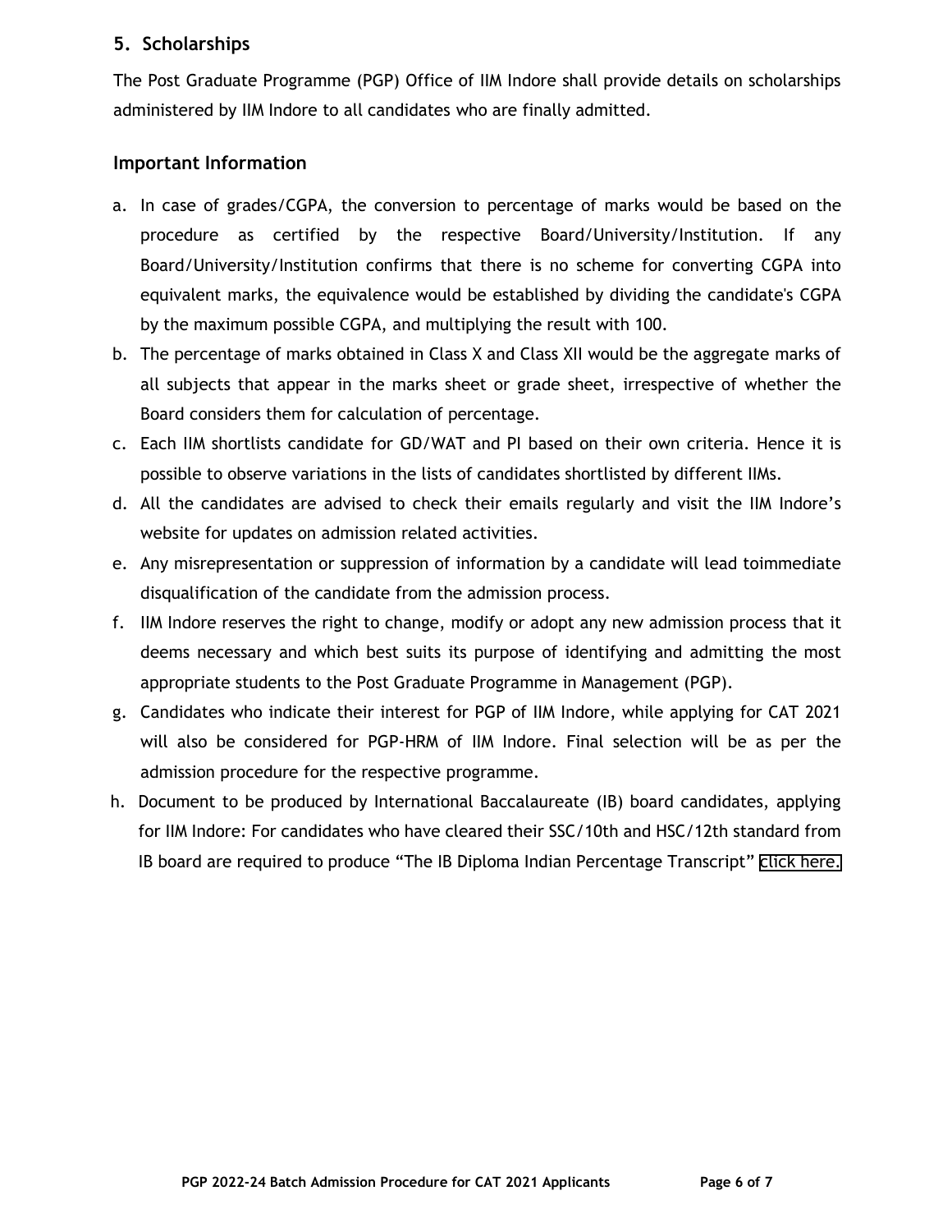## 5. Scholarships

The Post Graduate Programme (PGP) Office of IIM Indore shall provide details on scholarships administered by IIM Indore to all candidates who are finally admitted.

### Important Information

a. In case of grades/CGPA, the conversion to percentage of marks would be based on the procedure as certified by the respective Board/University/Institution. If any Board/University/Institution confirms that there is no scheme for converting CGPA into equivalent marks, the equivalence would be established by dividing the candidate's CGPA by the maximum possible CGPA, and multiplying the result with 100.

b. The percentage of marks obtained in Class X and Class XII would be the aggregate marks of all subjects that appear in the marks sheet or grade sheet, irrespective of whether the Board considers them for calculation of percentage.

c. Each IIM shortlists candidate for GD/WAT and PI based on their own criteria. Hence it is possible to observe variations in the lists of candidates shortlisted by different IIMs.

d. All the candidates are advised to check their emails regularly and visit the IIM Indore's website for updates on admission related activities.

e. Any misrepresentation or suppression of information by a candidate will lead toimmediate disqualification of the candidate from the admission process.

f. IIM Indore reserves the right to change, modify or adopt any new admission process that it deems necessary and which best suits its purpose of identifying and admitting the most appropriate students to the Post Graduate Programme in Management (PGP).

g. Candidates who indicate their interest for PGP of IIM Indore, while applying for CAT 2021 will also be considered for PGP-HRM of IIM Indore. Final selection will be as per the admission procedure for the respective programme.

h. Document to be produced by International Baccalaureate (IB) board candidates, applying for IIM Indore: For candidates who have cleared their SSC/10th and HSC/12th standard from IB board are required to produce "The IB Diploma Indian Percentage Transcript" click here.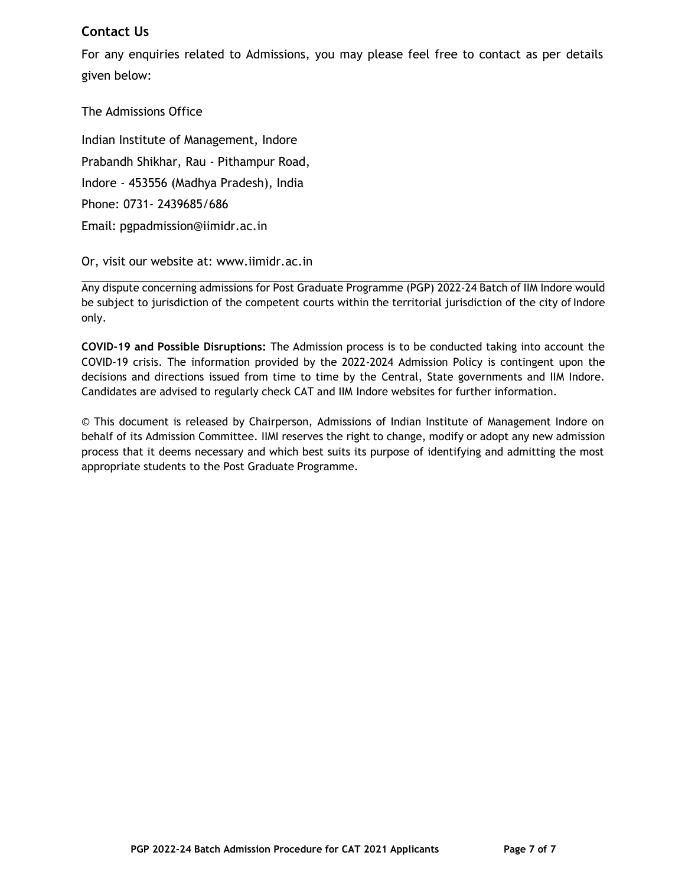## Contact Us

For any enquiries related to Admissions, you may please feel free to contact as per details given below:

The Admissions Office

Indian Institute of Management, Indore
Prabandh Shikhar, Rau - Pithampur Road,
Indore - 453556 (Madhya Pradesh), India
Phone: 0731- 2439685/686
Email: pgpadmission@iimidr.ac.in

Or, visit our website at: www.iimidr.ac.in

---

Any dispute concerning admissions for Post Graduate Programme (PGP) 2022-24 Batch of IIM Indore would be subject to jurisdiction of the competent courts within the territorial jurisdiction of the city of Indore only.

**COVID-19 and Possible Disruptions:** The Admission process is to be conducted taking into account the COVID-19 crisis. The information provided by the 2022-2024 Admission Policy is contingent upon the decisions and directions issued from time to time by the Central, State governments and IIM Indore. Candidates are advised to regularly check CAT and IIM Indore websites for further information.

© This document is released by Chairperson, Admissions of Indian Institute of Management Indore on behalf of its Admission Committee. IIMI reserves the right to change, modify or adopt any new admission process that it deems necessary and which best suits its purpose of identifying and admitting the most appropriate students to the Post Graduate Programme.